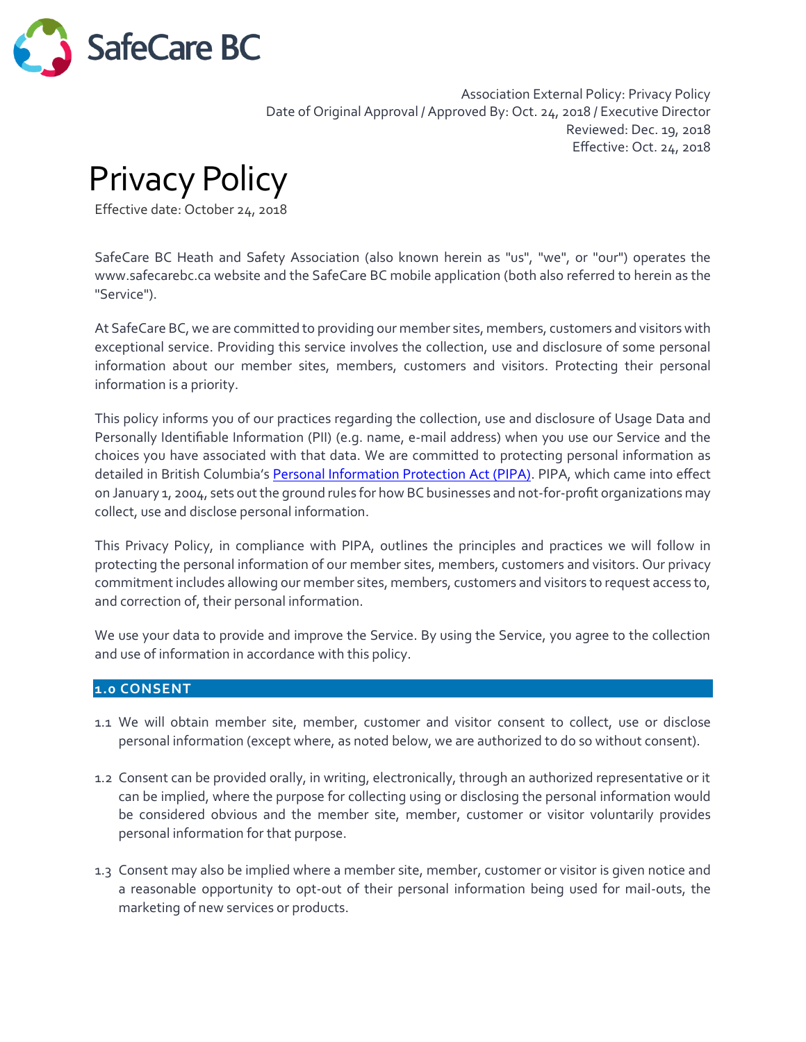SafeCare BC

Association External Policy: Privacy Policy
Date of Original Approval / Approved By: Oct. 24, 2018 / Executive Director
Reviewed: Dec. 19, 2018
Effective: Oct. 24, 2018

# Privacy Policy

Effective date: October 24, 2018

SafeCare BC Heath and Safety Association (also known herein as "us", "we", or "our") operates the www.safecarebc.ca website and the SafeCare BC mobile application (both also referred to herein as the "Service").

At SafeCare BC, we are committed to providing our member sites, members, customers and visitors with exceptional service. Providing this service involves the collection, use and disclosure of some personal information about our member sites, members, customers and visitors. Protecting their personal information is a priority.

This policy informs you of our practices regarding the collection, use and disclosure of Usage Data and Personally Identifiable Information (PII) (e.g. name, e-mail address) when you use our Service and the choices you have associated with that data. We are committed to protecting personal information as detailed in British Columbia's Personal Information Protection Act (PIPA). PIPA, which came into effect on January 1, 2004, sets out the ground rules for how BC businesses and not-for-profit organizations may collect, use and disclose personal information.

This Privacy Policy, in compliance with PIPA, outlines the principles and practices we will follow in protecting the personal information of our member sites, members, customers and visitors. Our privacy commitment includes allowing our member sites, members, customers and visitors to request access to, and correction of, their personal information.

We use your data to provide and improve the Service. By using the Service, you agree to the collection and use of information in accordance with this policy.

## 1.0 CONSENT

1.1 We will obtain member site, member, customer and visitor consent to collect, use or disclose personal information (except where, as noted below, we are authorized to do so without consent).

1.2 Consent can be provided orally, in writing, electronically, through an authorized representative or it can be implied, where the purpose for collecting using or disclosing the personal information would be considered obvious and the member site, member, customer or visitor voluntarily provides personal information for that purpose.

1.3 Consent may also be implied where a member site, member, customer or visitor is given notice and a reasonable opportunity to opt-out of their personal information being used for mail-outs, the marketing of new services or products.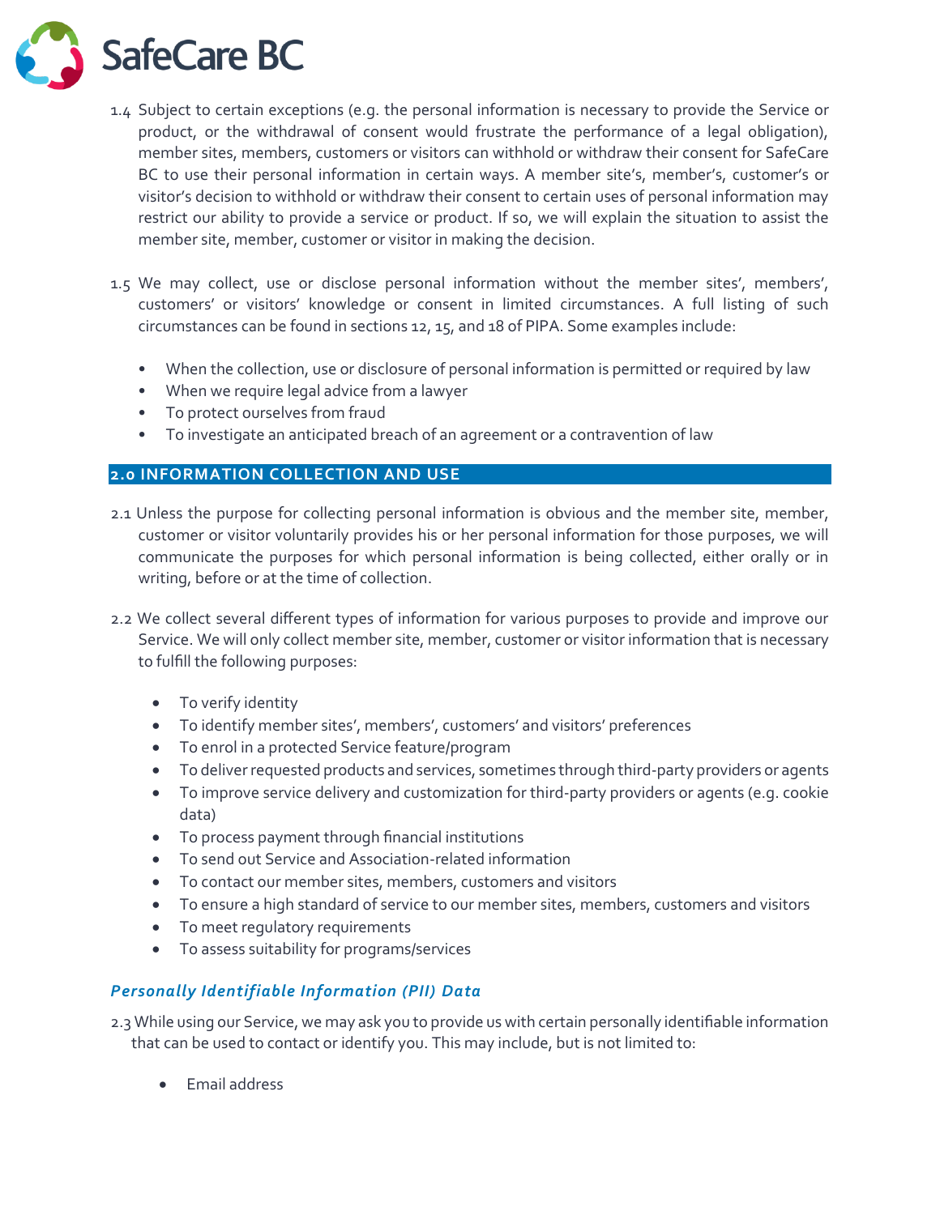1.4 Subject to certain exceptions (e.g. the personal information is necessary to provide the Service or product, or the withdrawal of consent would frustrate the performance of a legal obligation), member sites, members, customers or visitors can withhold or withdraw their consent for SafeCare BC to use their personal information in certain ways. A member site's, member's, customer's or visitor's decision to withhold or withdraw their consent to certain uses of personal information may restrict our ability to provide a service or product. If so, we will explain the situation to assist the member site, member, customer or visitor in making the decision.

1.5 We may collect, use or disclose personal information without the member sites', members', customers' or visitors' knowledge or consent in limited circumstances. A full listing of such circumstances can be found in sections 12, 15, and 18 of PIPA. Some examples include:

- When the collection, use or disclosure of personal information is permitted or required by law
- When we require legal advice from a lawyer
- To protect ourselves from fraud
- To investigate an anticipated breach of an agreement or a contravention of law

## 2.0 INFORMATION COLLECTION AND USE

2.1 Unless the purpose for collecting personal information is obvious and the member site, member, customer or visitor voluntarily provides his or her personal information for those purposes, we will communicate the purposes for which personal information is being collected, either orally or in writing, before or at the time of collection.

2.2 We collect several different types of information for various purposes to provide and improve our Service. We will only collect member site, member, customer or visitor information that is necessary to fulfill the following purposes:

- To verify identity
- To identify member sites', members', customers' and visitors' preferences
- To enrol in a protected Service feature/program
- To deliver requested products and services, sometimes through third-party providers or agents
- To improve service delivery and customization for third-party providers or agents (e.g. cookie data)
- To process payment through financial institutions
- To send out Service and Association-related information
- To contact our member sites, members, customers and visitors
- To ensure a high standard of service to our member sites, members, customers and visitors
- To meet regulatory requirements
- To assess suitability for programs/services

### *Personally Identifiable Information (PII) Data*

2.3 While using our Service, we may ask you to provide us with certain personally identifiable information that can be used to contact or identify you. This may include, but is not limited to:

- Email address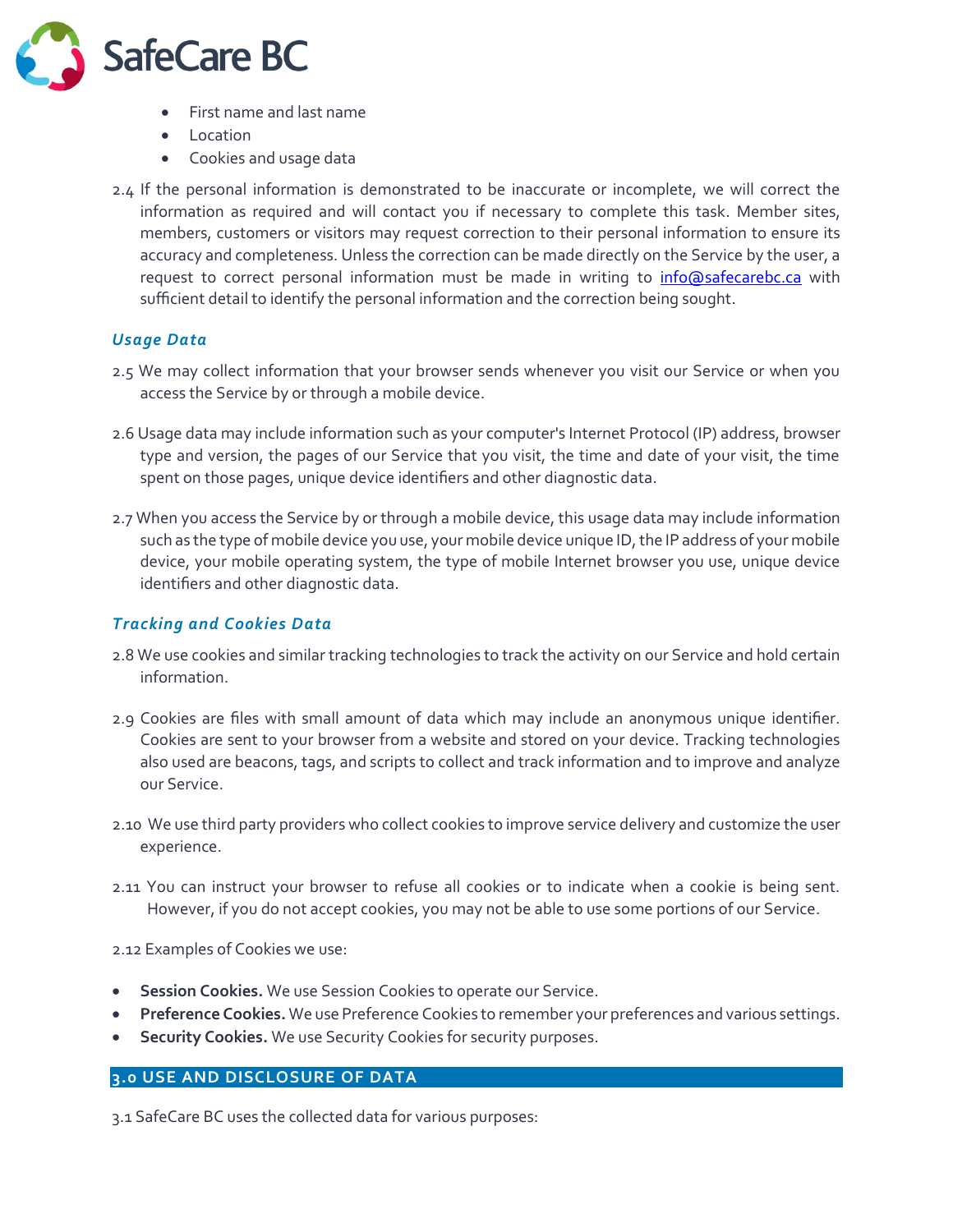- First name and last name
- Location
- Cookies and usage data

2.4 If the personal information is demonstrated to be inaccurate or incomplete, we will correct the information as required and will contact you if necessary to complete this task. Member sites, members, customers or visitors may request correction to their personal information to ensure its accuracy and completeness. Unless the correction can be made directly on the Service by the user, a request to correct personal information must be made in writing to info@safecarebc.ca with sufficient detail to identify the personal information and the correction being sought.

### *Usage Data*

2.5 We may collect information that your browser sends whenever you visit our Service or when you access the Service by or through a mobile device.

2.6 Usage data may include information such as your computer's Internet Protocol (IP) address, browser type and version, the pages of our Service that you visit, the time and date of your visit, the time spent on those pages, unique device identifiers and other diagnostic data.

2.7 When you access the Service by or through a mobile device, this usage data may include information such as the type of mobile device you use, your mobile device unique ID, the IP address of your mobile device, your mobile operating system, the type of mobile Internet browser you use, unique device identifiers and other diagnostic data.

### *Tracking and Cookies Data*

2.8 We use cookies and similar tracking technologies to track the activity on our Service and hold certain information.

2.9 Cookies are files with small amount of data which may include an anonymous unique identifier. Cookies are sent to your browser from a website and stored on your device. Tracking technologies also used are beacons, tags, and scripts to collect and track information and to improve and analyze our Service.

2.10 We use third party providers who collect cookies to improve service delivery and customize the user experience.

2.11 You can instruct your browser to refuse all cookies or to indicate when a cookie is being sent. However, if you do not accept cookies, you may not be able to use some portions of our Service.

2.12 Examples of Cookies we use:

- **Session Cookies.** We use Session Cookies to operate our Service.
- **Preference Cookies.** We use Preference Cookies to remember your preferences and various settings.
- **Security Cookies.** We use Security Cookies for security purposes.

## 3.0 USE AND DISCLOSURE OF DATA

3.1 SafeCare BC uses the collected data for various purposes: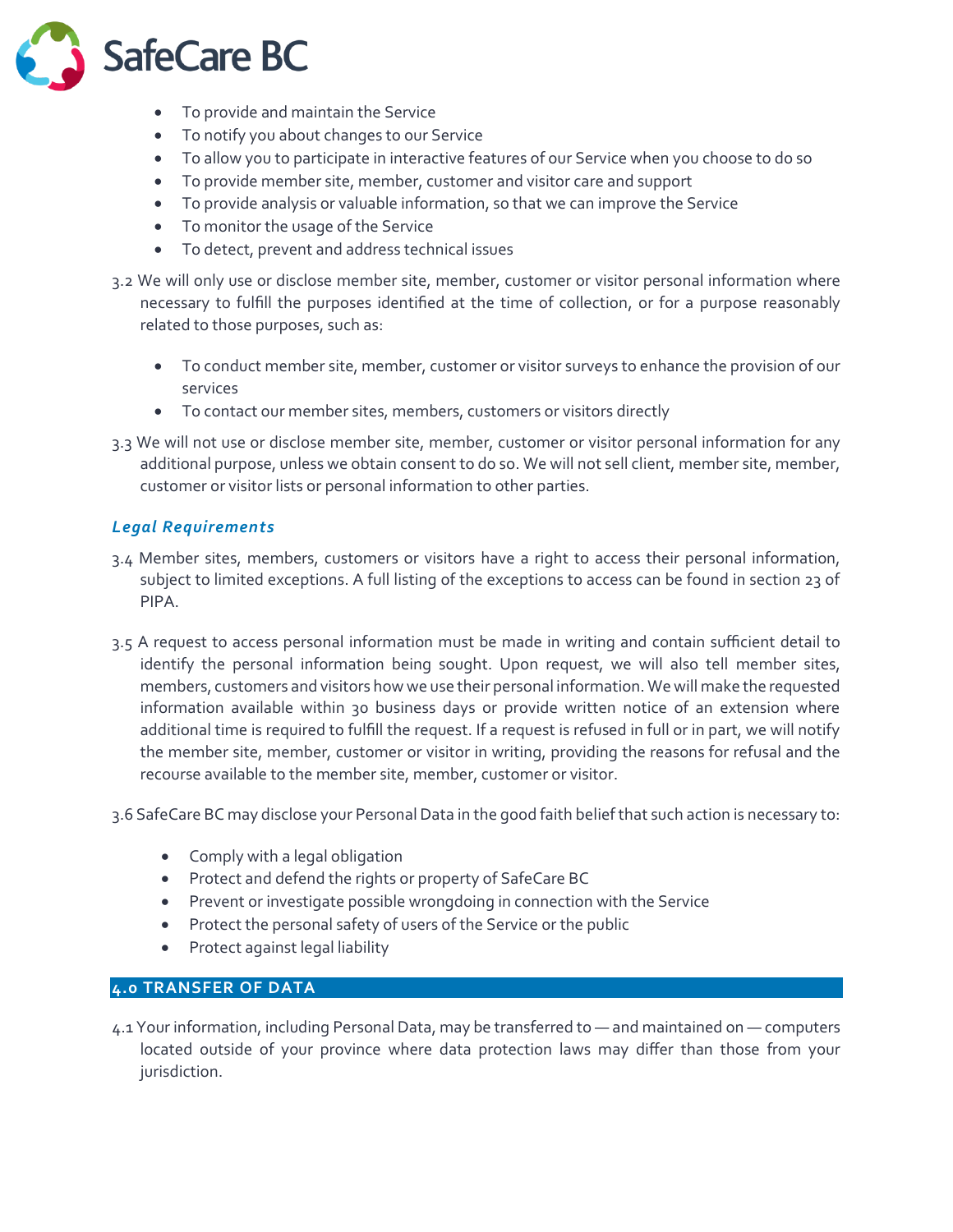- To provide and maintain the Service
- To notify you about changes to our Service
- To allow you to participate in interactive features of our Service when you choose to do so
- To provide member site, member, customer and visitor care and support
- To provide analysis or valuable information, so that we can improve the Service
- To monitor the usage of the Service
- To detect, prevent and address technical issues

3.2 We will only use or disclose member site, member, customer or visitor personal information where necessary to fulfill the purposes identified at the time of collection, or for a purpose reasonably related to those purposes, such as:

- To conduct member site, member, customer or visitor surveys to enhance the provision of our services
- To contact our member sites, members, customers or visitors directly

3.3 We will not use or disclose member site, member, customer or visitor personal information for any additional purpose, unless we obtain consent to do so. We will not sell client, member site, member, customer or visitor lists or personal information to other parties.

### *Legal Requirements*

3.4 Member sites, members, customers or visitors have a right to access their personal information, subject to limited exceptions. A full listing of the exceptions to access can be found in section 23 of PIPA.

3.5 A request to access personal information must be made in writing and contain sufficient detail to identify the personal information being sought. Upon request, we will also tell member sites, members, customers and visitors how we use their personal information. We will make the requested information available within 30 business days or provide written notice of an extension where additional time is required to fulfill the request. If a request is refused in full or in part, we will notify the member site, member, customer or visitor in writing, providing the reasons for refusal and the recourse available to the member site, member, customer or visitor.

3.6 SafeCare BC may disclose your Personal Data in the good faith belief that such action is necessary to:

- Comply with a legal obligation
- Protect and defend the rights or property of SafeCare BC
- Prevent or investigate possible wrongdoing in connection with the Service
- Protect the personal safety of users of the Service or the public
- Protect against legal liability

## 4.0 TRANSFER OF DATA

4.1 Your information, including Personal Data, may be transferred to — and maintained on — computers located outside of your province where data protection laws may differ than those from your jurisdiction.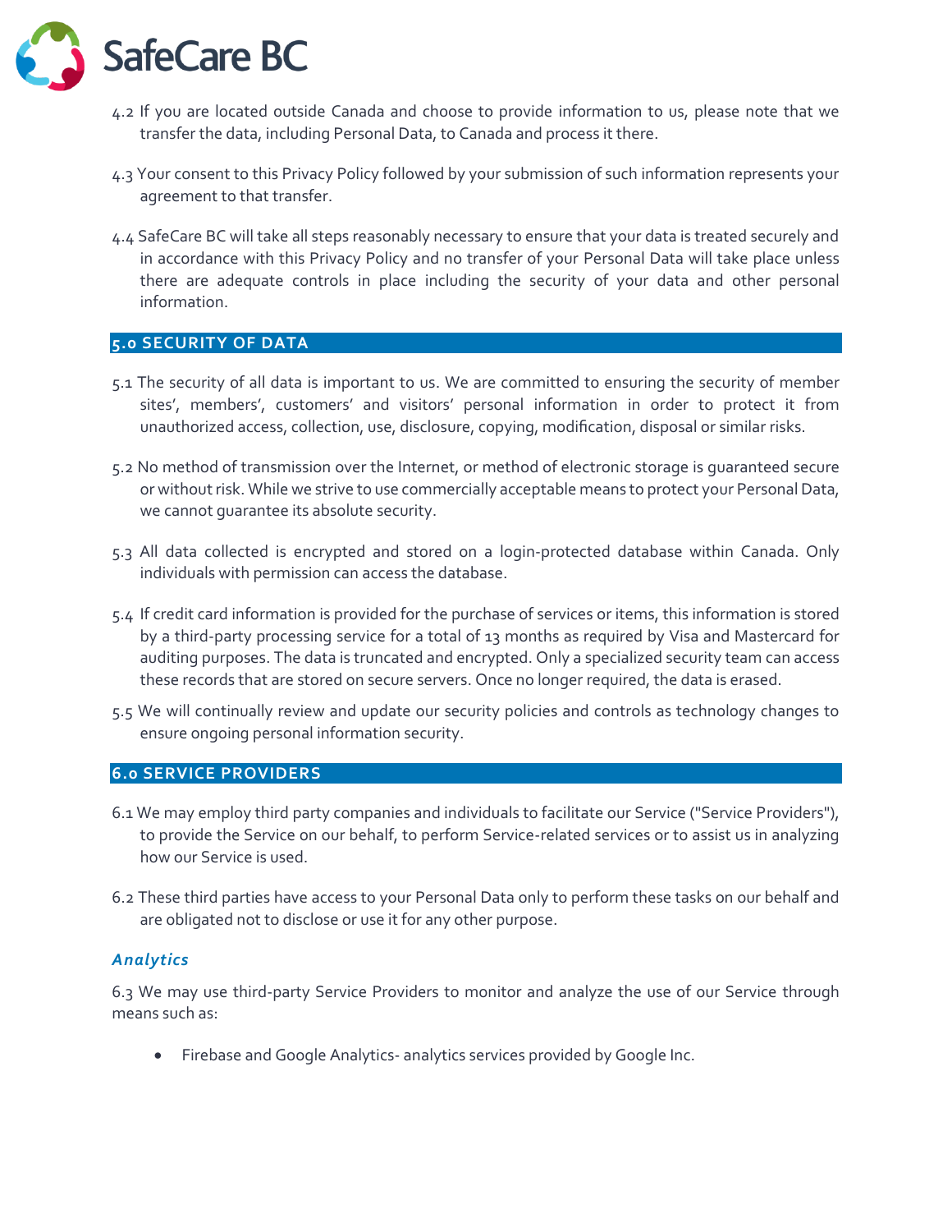4.2 If you are located outside Canada and choose to provide information to us, please note that we transfer the data, including Personal Data, to Canada and process it there.

4.3 Your consent to this Privacy Policy followed by your submission of such information represents your agreement to that transfer.

4.4 SafeCare BC will take all steps reasonably necessary to ensure that your data is treated securely and in accordance with this Privacy Policy and no transfer of your Personal Data will take place unless there are adequate controls in place including the security of your data and other personal information.

## 5.0 SECURITY OF DATA

5.1 The security of all data is important to us. We are committed to ensuring the security of member sites', members', customers' and visitors' personal information in order to protect it from unauthorized access, collection, use, disclosure, copying, modification, disposal or similar risks.

5.2 No method of transmission over the Internet, or method of electronic storage is guaranteed secure or without risk. While we strive to use commercially acceptable means to protect your Personal Data, we cannot guarantee its absolute security.

5.3 All data collected is encrypted and stored on a login-protected database within Canada. Only individuals with permission can access the database.

5.4 If credit card information is provided for the purchase of services or items, this information is stored by a third-party processing service for a total of 13 months as required by Visa and Mastercard for auditing purposes. The data is truncated and encrypted. Only a specialized security team can access these records that are stored on secure servers. Once no longer required, the data is erased.

5.5 We will continually review and update our security policies and controls as technology changes to ensure ongoing personal information security.

## 6.0 SERVICE PROVIDERS

6.1 We may employ third party companies and individuals to facilitate our Service ("Service Providers"), to provide the Service on our behalf, to perform Service-related services or to assist us in analyzing how our Service is used.

6.2 These third parties have access to your Personal Data only to perform these tasks on our behalf and are obligated not to disclose or use it for any other purpose.

### *Analytics*

6.3 We may use third-party Service Providers to monitor and analyze the use of our Service through means such as:

- Firebase and Google Analytics- analytics services provided by Google Inc.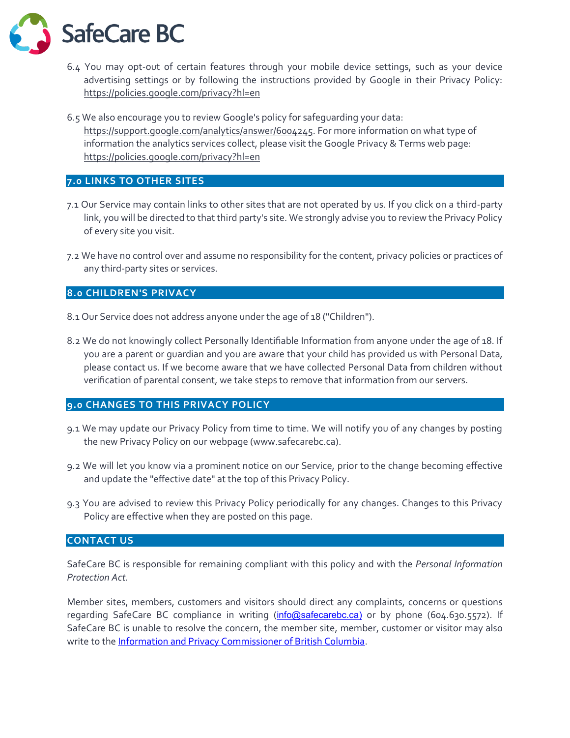6.4 You may opt-out of certain features through your mobile device settings, such as your device advertising settings or by following the instructions provided by Google in their Privacy Policy: https://policies.google.com/privacy?hl=en

6.5 We also encourage you to review Google's policy for safeguarding your data: https://support.google.com/analytics/answer/6004245. For more information on what type of information the analytics services collect, please visit the Google Privacy & Terms web page: https://policies.google.com/privacy?hl=en

## 7.0 LINKS TO OTHER SITES

7.1 Our Service may contain links to other sites that are not operated by us. If you click on a third-party link, you will be directed to that third party's site. We strongly advise you to review the Privacy Policy of every site you visit.

7.2 We have no control over and assume no responsibility for the content, privacy policies or practices of any third-party sites or services.

## 8.0 CHILDREN'S PRIVACY

8.1 Our Service does not address anyone under the age of 18 ("Children").

8.2 We do not knowingly collect Personally Identifiable Information from anyone under the age of 18. If you are a parent or guardian and you are aware that your child has provided us with Personal Data, please contact us. If we become aware that we have collected Personal Data from children without verification of parental consent, we take steps to remove that information from our servers.

## 9.0 CHANGES TO THIS PRIVACY POLICY

9.1 We may update our Privacy Policy from time to time. We will notify you of any changes by posting the new Privacy Policy on our webpage (www.safecarebc.ca).

9.2 We will let you know via a prominent notice on our Service, prior to the change becoming effective and update the "effective date" at the top of this Privacy Policy.

9.3 You are advised to review this Privacy Policy periodically for any changes. Changes to this Privacy Policy are effective when they are posted on this page.

## CONTACT US

SafeCare BC is responsible for remaining compliant with this policy and with the *Personal Information Protection Act.*

Member sites, members, customers and visitors should direct any complaints, concerns or questions regarding SafeCare BC compliance in writing (info@safecarebc.ca) or by phone (604.630.5572). If SafeCare BC is unable to resolve the concern, the member site, member, customer or visitor may also write to the Information and Privacy Commissioner of British Columbia.